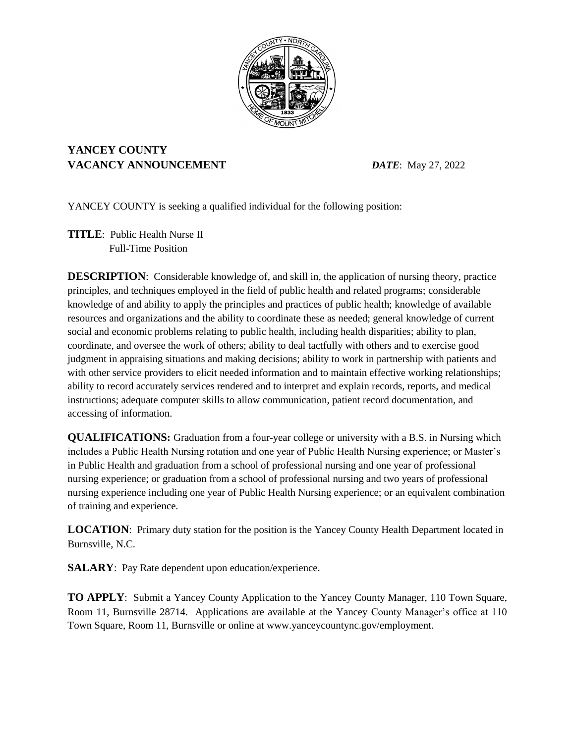**YANCEY COUNTY**
**VACANCY ANNOUNCEMENT** ***DATE***: May 27, 2022

YANCEY COUNTY is seeking a qualified individual for the following position:

**TITLE**: Public Health Nurse II
Full-Time Position

**DESCRIPTION**: Considerable knowledge of, and skill in, the application of nursing theory, practice principles, and techniques employed in the field of public health and related programs; considerable knowledge of and ability to apply the principles and practices of public health; knowledge of available resources and organizations and the ability to coordinate these as needed; general knowledge of current social and economic problems relating to public health, including health disparities; ability to plan, coordinate, and oversee the work of others; ability to deal tactfully with others and to exercise good judgment in appraising situations and making decisions; ability to work in partnership with patients and with other service providers to elicit needed information and to maintain effective working relationships; ability to record accurately services rendered and to interpret and explain records, reports, and medical instructions; adequate computer skills to allow communication, patient record documentation, and accessing of information.

**QUALIFICATIONS:** Graduation from a four-year college or university with a B.S. in Nursing which includes a Public Health Nursing rotation and one year of Public Health Nursing experience; or Master's in Public Health and graduation from a school of professional nursing and one year of professional nursing experience; or graduation from a school of professional nursing and two years of professional nursing experience including one year of Public Health Nursing experience; or an equivalent combination of training and experience.

**LOCATION**: Primary duty station for the position is the Yancey County Health Department located in Burnsville, N.C.

**SALARY**: Pay Rate dependent upon education/experience.

**TO APPLY**: Submit a Yancey County Application to the Yancey County Manager, 110 Town Square, Room 11, Burnsville 28714. Applications are available at the Yancey County Manager's office at 110 Town Square, Room 11, Burnsville or online at www.yanceycountync.gov/employment.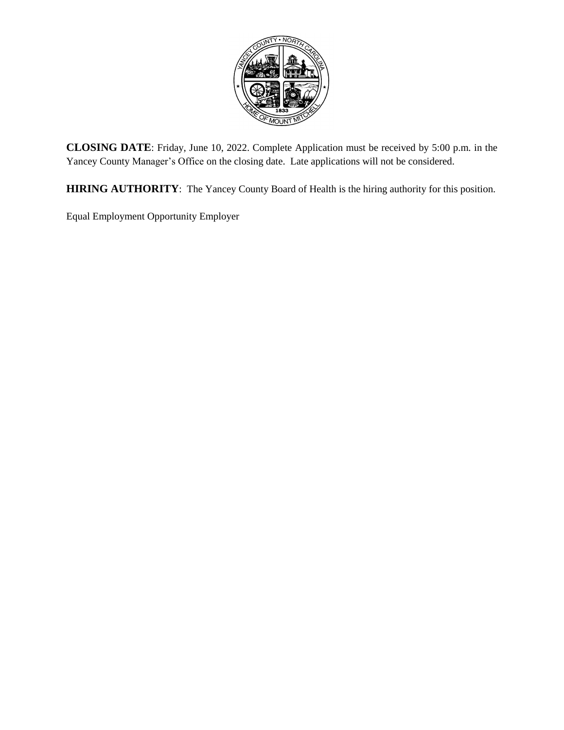**CLOSING DATE**: Friday, June 10, 2022. Complete Application must be received by 5:00 p.m. in the Yancey County Manager's Office on the closing date. Late applications will not be considered.

**HIRING AUTHORITY**: The Yancey County Board of Health is the hiring authority for this position.

Equal Employment Opportunity Employer